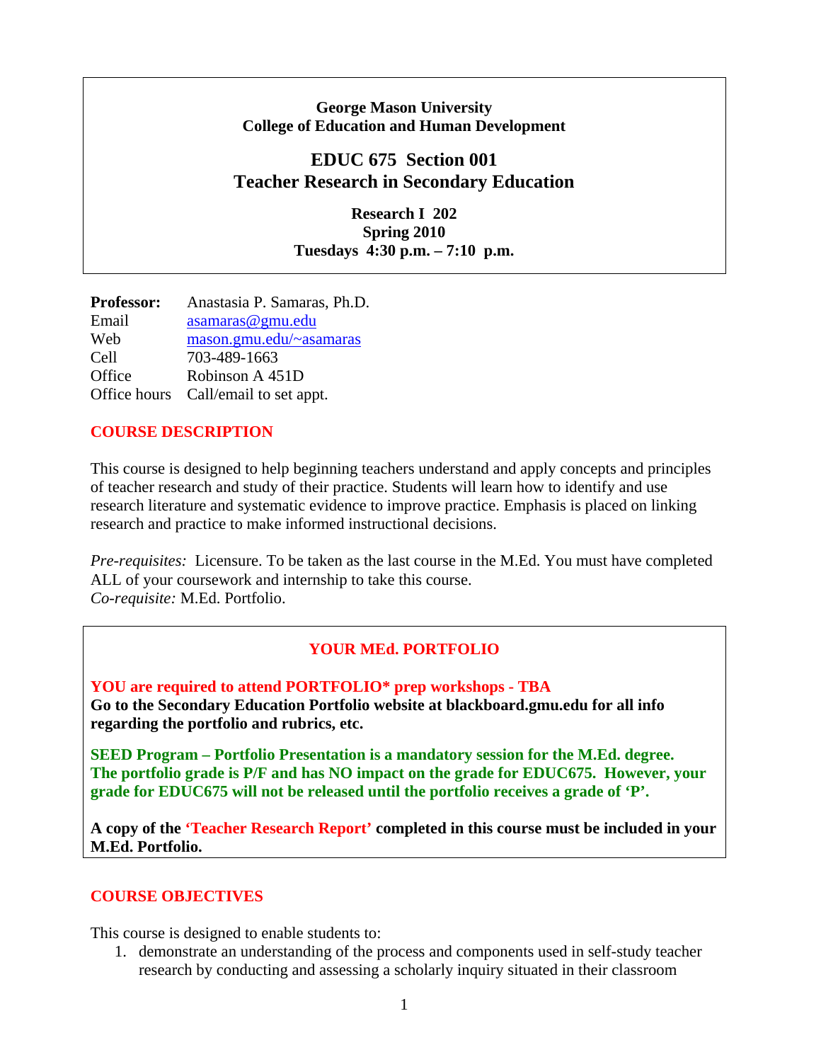**George Mason University**
**College of Education and Human Development**

# EDUC 675 Section 001
# Teacher Research in Secondary Education

**Research I 202**
**Spring 2010**
**Tuesdays 4:30 p.m. – 7:10 p.m.**

| | |
|---|---|
| **Professor:** | Anastasia P. Samaras, Ph.D. |
| Email | asamaras@gmu.edu |
| Web | mason.gmu.edu/~asamaras |
| Cell | 703-489-1663 |
| Office | Robinson A 451D |
| Office hours | Call/email to set appt. |

## COURSE DESCRIPTION

This course is designed to help beginning teachers understand and apply concepts and principles of teacher research and study of their practice. Students will learn how to identify and use research literature and systematic evidence to improve practice. Emphasis is placed on linking research and practice to make informed instructional decisions.

*Pre-requisites:* Licensure. To be taken as the last course in the M.Ed. You must have completed ALL of your coursework and internship to take this course.
*Co-requisite:* M.Ed. Portfolio.

### YOUR MEd. PORTFOLIO

**YOU are required to attend PORTFOLIO* prep workshops - TBA**
**Go to the Secondary Education Portfolio website at blackboard.gmu.edu for all info regarding the portfolio and rubrics, etc.**

**SEED Program – Portfolio Presentation is a mandatory session for the M.Ed. degree. The portfolio grade is P/F and has NO impact on the grade for EDUC675. However, your grade for EDUC675 will not be released until the portfolio receives a grade of 'P'.**

**A copy of the 'Teacher Research Report' completed in this course must be included in your M.Ed. Portfolio.**

## COURSE OBJECTIVES

This course is designed to enable students to:

1. demonstrate an understanding of the process and components used in self-study teacher research by conducting and assessing a scholarly inquiry situated in their classroom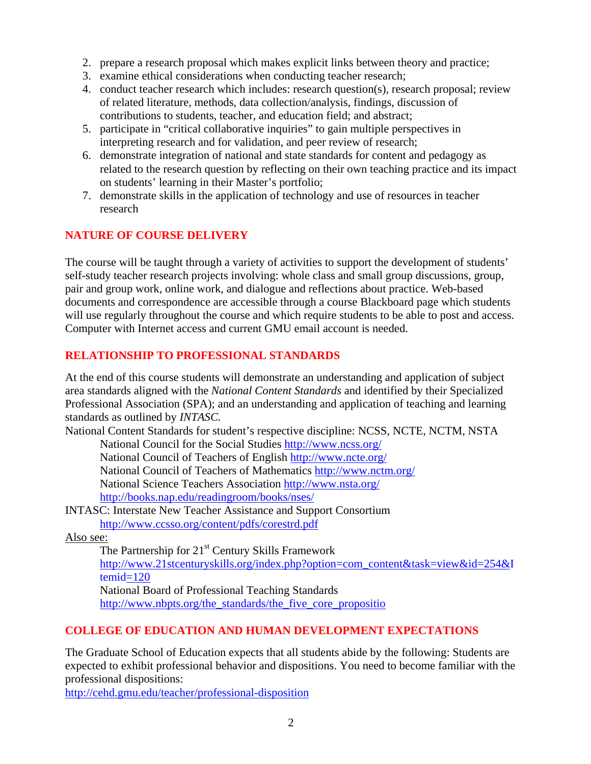2. prepare a research proposal which makes explicit links between theory and practice;
3. examine ethical considerations when conducting teacher research;
4. conduct teacher research which includes: research question(s), research proposal; review of related literature, methods, data collection/analysis, findings, discussion of contributions to students, teacher, and education field; and abstract;
5. participate in "critical collaborative inquiries" to gain multiple perspectives in interpreting research and for validation, and peer review of research;
6. demonstrate integration of national and state standards for content and pedagogy as related to the research question by reflecting on their own teaching practice and its impact on students' learning in their Master's portfolio;
7. demonstrate skills in the application of technology and use of resources in teacher research

## NATURE OF COURSE DELIVERY

The course will be taught through a variety of activities to support the development of students' self-study teacher research projects involving: whole class and small group discussions, group, pair and group work, online work, and dialogue and reflections about practice. Web-based documents and correspondence are accessible through a course Blackboard page which students will use regularly throughout the course and which require students to be able to post and access. Computer with Internet access and current GMU email account is needed.

## RELATIONSHIP TO PROFESSIONAL STANDARDS

At the end of this course students will demonstrate an understanding and application of subject area standards aligned with the *National Content Standards* and identified by their Specialized Professional Association (SPA); and an understanding and application of teaching and learning standards as outlined by *INTASC.*

National Content Standards for student's respective discipline: NCSS, NCTE, NCTM, NSTA

National Council for the Social Studies http://www.ncss.org/
National Council of Teachers of English http://www.ncte.org/
National Council of Teachers of Mathematics http://www.nctm.org/
National Science Teachers Association http://www.nsta.org/
http://books.nap.edu/readingroom/books/nses/

INTASC: Interstate New Teacher Assistance and Support Consortium
http://www.ccsso.org/content/pdfs/corestrd.pdf

Also see:

The Partnership for 21st Century Skills Framework
http://www.21stcenturyskills.org/index.php?option=com_content&task=view&id=254&Itemid=120
National Board of Professional Teaching Standards
http://www.nbpts.org/the_standards/the_five_core_propositio

## COLLEGE OF EDUCATION AND HUMAN DEVELOPMENT EXPECTATIONS

The Graduate School of Education expects that all students abide by the following: Students are expected to exhibit professional behavior and dispositions. You need to become familiar with the professional dispositions:
http://cehd.gmu.edu/teacher/professional-disposition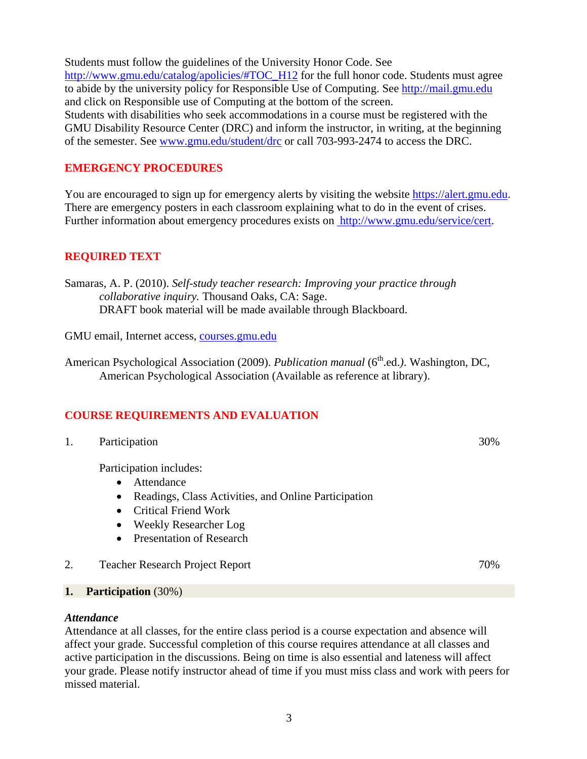Students must follow the guidelines of the University Honor Code. See http://www.gmu.edu/catalog/apolicies/#TOC_H12 for the full honor code. Students must agree to abide by the university policy for Responsible Use of Computing. See http://mail.gmu.edu and click on Responsible use of Computing at the bottom of the screen.
Students with disabilities who seek accommodations in a course must be registered with the GMU Disability Resource Center (DRC) and inform the instructor, in writing, at the beginning of the semester. See www.gmu.edu/student/drc or call 703-993-2474 to access the DRC.

## EMERGENCY PROCEDURES

You are encouraged to sign up for emergency alerts by visiting the website https://alert.gmu.edu. There are emergency posters in each classroom explaining what to do in the event of crises. Further information about emergency procedures exists on http://www.gmu.edu/service/cert.

## REQUIRED TEXT

Samaras, A. P. (2010). *Self-study teacher research: Improving your practice through collaborative inquiry.* Thousand Oaks, CA: Sage.
DRAFT book material will be made available through Blackboard.

GMU email, Internet access, courses.gmu.edu

American Psychological Association (2009). *Publication manual* (6th.ed.*)*. Washington, DC, American Psychological Association (Available as reference at library).

## COURSE REQUIREMENTS AND EVALUATION

1. Participation — 30%

   Participation includes:
   - Attendance
   - Readings, Class Activities, and Online Participation
   - Critical Friend Work
   - Weekly Researcher Log
   - Presentation of Research

2. Teacher Research Project Report — 70%

### 1. **Participation** (30%)

***Attendance***
Attendance at all classes, for the entire class period is a course expectation and absence will affect your grade. Successful completion of this course requires attendance at all classes and active participation in the discussions. Being on time is also essential and lateness will affect your grade. Please notify instructor ahead of time if you must miss class and work with peers for missed material.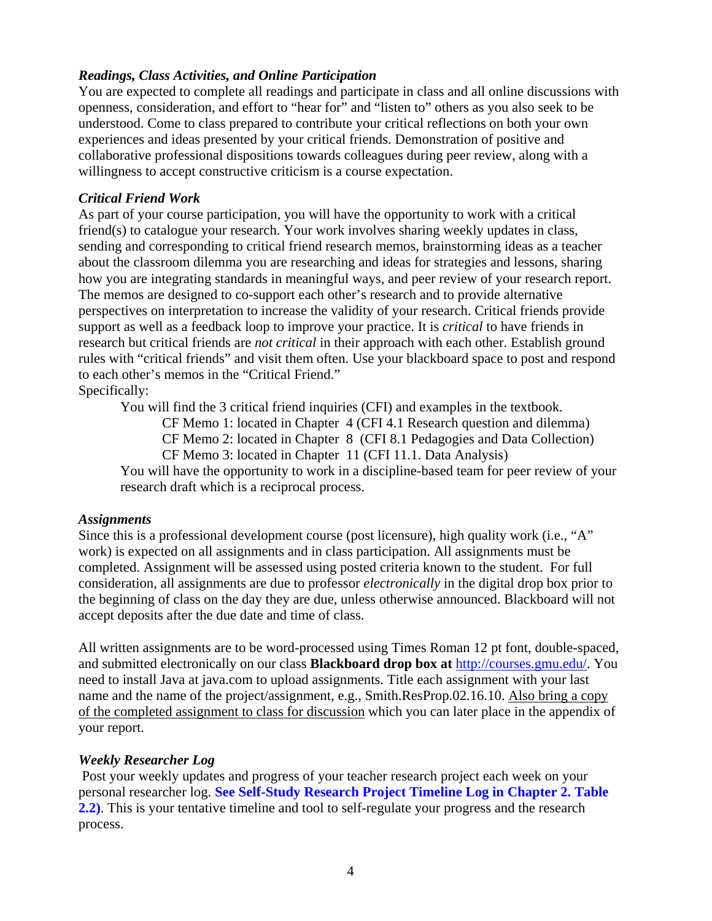### *Readings, Class Activities, and Online Participation*

You are expected to complete all readings and participate in class and all online discussions with openness, consideration, and effort to "hear for" and "listen to" others as you also seek to be understood. Come to class prepared to contribute your critical reflections on both your own experiences and ideas presented by your critical friends. Demonstration of positive and collaborative professional dispositions towards colleagues during peer review, along with a willingness to accept constructive criticism is a course expectation.

### *Critical Friend Work*

As part of your course participation, you will have the opportunity to work with a critical friend(s) to catalogue your research. Your work involves sharing weekly updates in class, sending and corresponding to critical friend research memos, brainstorming ideas as a teacher about the classroom dilemma you are researching and ideas for strategies and lessons, sharing how you are integrating standards in meaningful ways, and peer review of your research report. The memos are designed to co-support each other's research and to provide alternative perspectives on interpretation to increase the validity of your research. Critical friends provide support as well as a feedback loop to improve your practice. It is *critical* to have friends in research but critical friends are *not critical* in their approach with each other. Establish ground rules with "critical friends" and visit them often. Use your blackboard space to post and respond to each other's memos in the "Critical Friend."

Specifically:

> You will find the 3 critical friend inquiries (CFI) and examples in the textbook.
>
> > CF Memo 1: located in Chapter 4 (CFI 4.1 Research question and dilemma)
> >
> > CF Memo 2: located in Chapter 8 (CFI 8.1 Pedagogies and Data Collection)
> >
> > CF Memo 3: located in Chapter 11 (CFI 11.1. Data Analysis)
>
> You will have the opportunity to work in a discipline-based team for peer review of your research draft which is a reciprocal process.

### *Assignments*

Since this is a professional development course (post licensure), high quality work (i.e., "A" work) is expected on all assignments and in class participation. All assignments must be completed. Assignment will be assessed using posted criteria known to the student. For full consideration, all assignments are due to professor *electronically* in the digital drop box prior to the beginning of class on the day they are due, unless otherwise announced. Blackboard will not accept deposits after the due date and time of class.

All written assignments are to be word-processed using Times Roman 12 pt font, double-spaced, and submitted electronically on our class **Blackboard drop box at** http://courses.gmu.edu/. You need to install Java at java.com to upload assignments. Title each assignment with your last name and the name of the project/assignment, e.g., Smith.ResProp.02.16.10. <u>Also bring a copy of the completed assignment to class for discussion</u> which you can later place in the appendix of your report.

### *Weekly Researcher Log*

Post your weekly updates and progress of your teacher research project each week on your personal researcher log. **See Self-Study Research Project Timeline Log in Chapter 2. Table 2.2)**. This is your tentative timeline and tool to self-regulate your progress and the research process.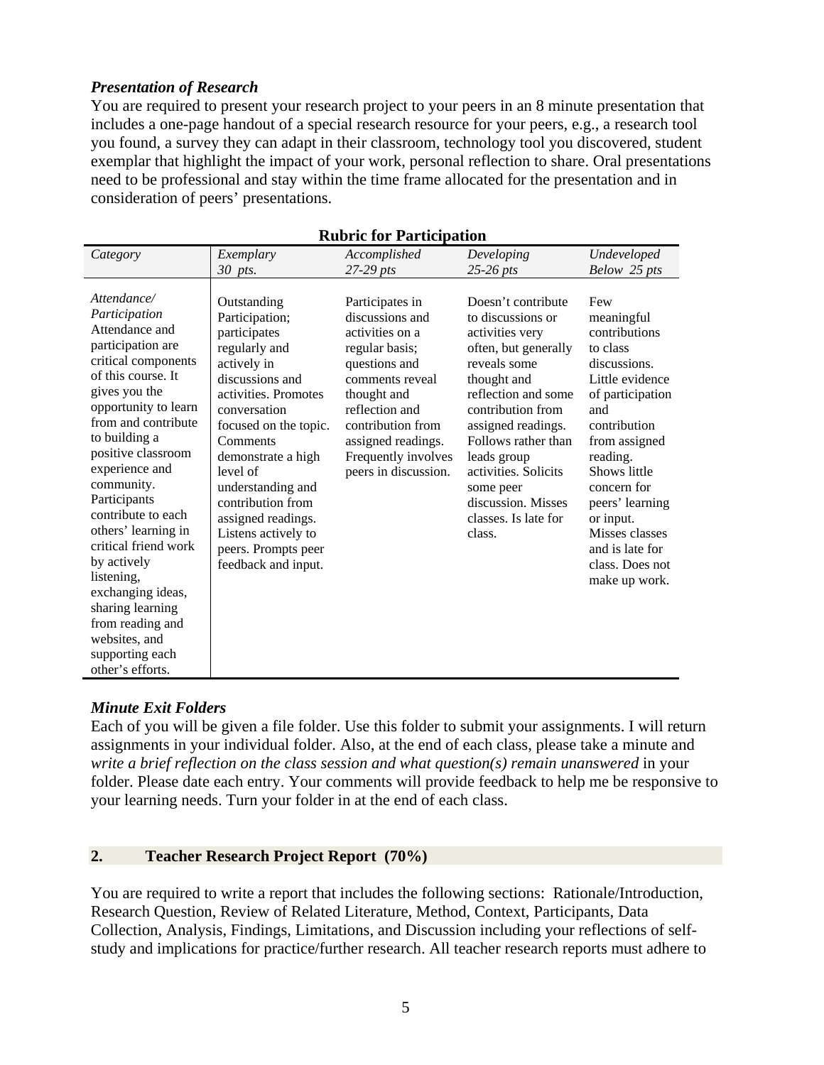***Presentation of Research***

You are required to present your research project to your peers in an 8 minute presentation that includes a one-page handout of a special research resource for your peers, e.g., a research tool you found, a survey they can adapt in their classroom, technology tool you discovered, student exemplar that highlight the impact of your work, personal reflection to share. Oral presentations need to be professional and stay within the time frame allocated for the presentation and in consideration of peers' presentations.

**Rubric for Participation**

| *Category* | *Exemplary* *30 pts.* | *Accomplished* *27-29 pts* | *Developing* *25-26 pts* | *Undeveloped* *Below 25 pts* |
|---|---|---|---|---|
| *Attendance/ Participation* Attendance and participation are critical components of this course. It gives you the opportunity to learn from and contribute to building a positive classroom experience and community. Participants contribute to each others' learning in critical friend work by actively listening, exchanging ideas, sharing learning from reading and websites, and supporting each other's efforts. | Outstanding Participation; participates regularly and actively in discussions and activities. Promotes conversation focused on the topic. Comments demonstrate a high level of understanding and contribution from assigned readings. Listens actively to peers. Prompts peer feedback and input. | Participates in discussions and activities on a regular basis; questions and comments reveal thought and reflection and contribution from assigned readings. Frequently involves peers in discussion. | Doesn't contribute to discussions or activities very often, but generally reveals some thought and reflection and some contribution from assigned readings. Follows rather than leads group activities. Solicits some peer discussion. Misses classes. Is late for class. | Few meaningful contributions to class discussions. Little evidence of participation and contribution from assigned reading. Shows little concern for peers' learning or input. Misses classes and is late for class. Does not make up work. |

***Minute Exit Folders***

Each of you will be given a file folder. Use this folder to submit your assignments. I will return assignments in your individual folder. Also, at the end of each class, please take a minute and *write a brief reflection on the class session and what question(s) remain unanswered* in your folder. Please date each entry. Your comments will provide feedback to help me be responsive to your learning needs. Turn your folder in at the end of each class.

## 2. Teacher Research Project Report (70%)

You are required to write a report that includes the following sections: Rationale/Introduction, Research Question, Review of Related Literature, Method, Context, Participants, Data Collection, Analysis, Findings, Limitations, and Discussion including your reflections of self-study and implications for practice/further research. All teacher research reports must adhere to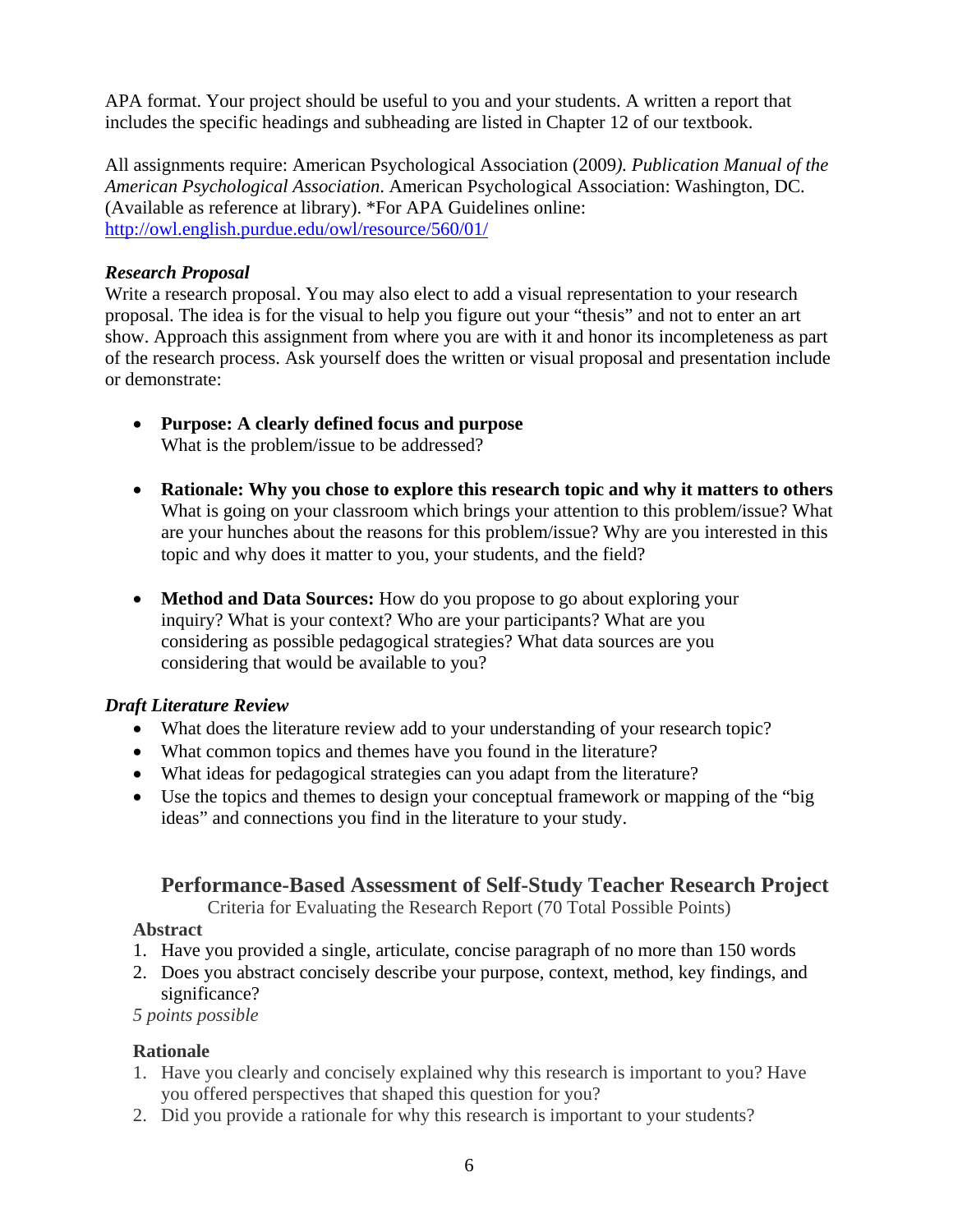APA format. Your project should be useful to you and your students. A written a report that includes the specific headings and subheading are listed in Chapter 12 of our textbook.

All assignments require: American Psychological Association (2009*). Publication Manual of the American Psychological Association.* American Psychological Association: Washington, DC. (Available as reference at library). *For APA Guidelines online: http://owl.english.purdue.edu/owl/resource/560/01/

***Research Proposal***

Write a research proposal. You may also elect to add a visual representation to your research proposal. The idea is for the visual to help you figure out your "thesis" and not to enter an art show. Approach this assignment from where you are with it and honor its incompleteness as part of the research process. Ask yourself does the written or visual proposal and presentation include or demonstrate:

- **Purpose: A clearly defined focus and purpose**
  What is the problem/issue to be addressed?

- **Rationale: Why you chose to explore this research topic and why it matters to others**
  What is going on your classroom which brings your attention to this problem/issue? What are your hunches about the reasons for this problem/issue? Why are you interested in this topic and why does it matter to you, your students, and the field?

- **Method and Data Sources:** How do you propose to go about exploring your inquiry? What is your context? Who are your participants? What are you considering as possible pedagogical strategies? What data sources are you considering that would be available to you?

***Draft Literature Review***

- What does the literature review add to your understanding of your research topic?
- What common topics and themes have you found in the literature?
- What ideas for pedagogical strategies can you adapt from the literature?
- Use the topics and themes to design your conceptual framework or mapping of the "big ideas" and connections you find in the literature to your study.

## Performance-Based Assessment of Self-Study Teacher Research Project

Criteria for Evaluating the Research Report (70 Total Possible Points)

**Abstract**

1. Have you provided a single, articulate, concise paragraph of no more than 150 words
2. Does you abstract concisely describe your purpose, context, method, key findings, and significance?

*5 points possible*

**Rationale**

1. Have you clearly and concisely explained why this research is important to you? Have you offered perspectives that shaped this question for you?
2. Did you provide a rationale for why this research is important to your students?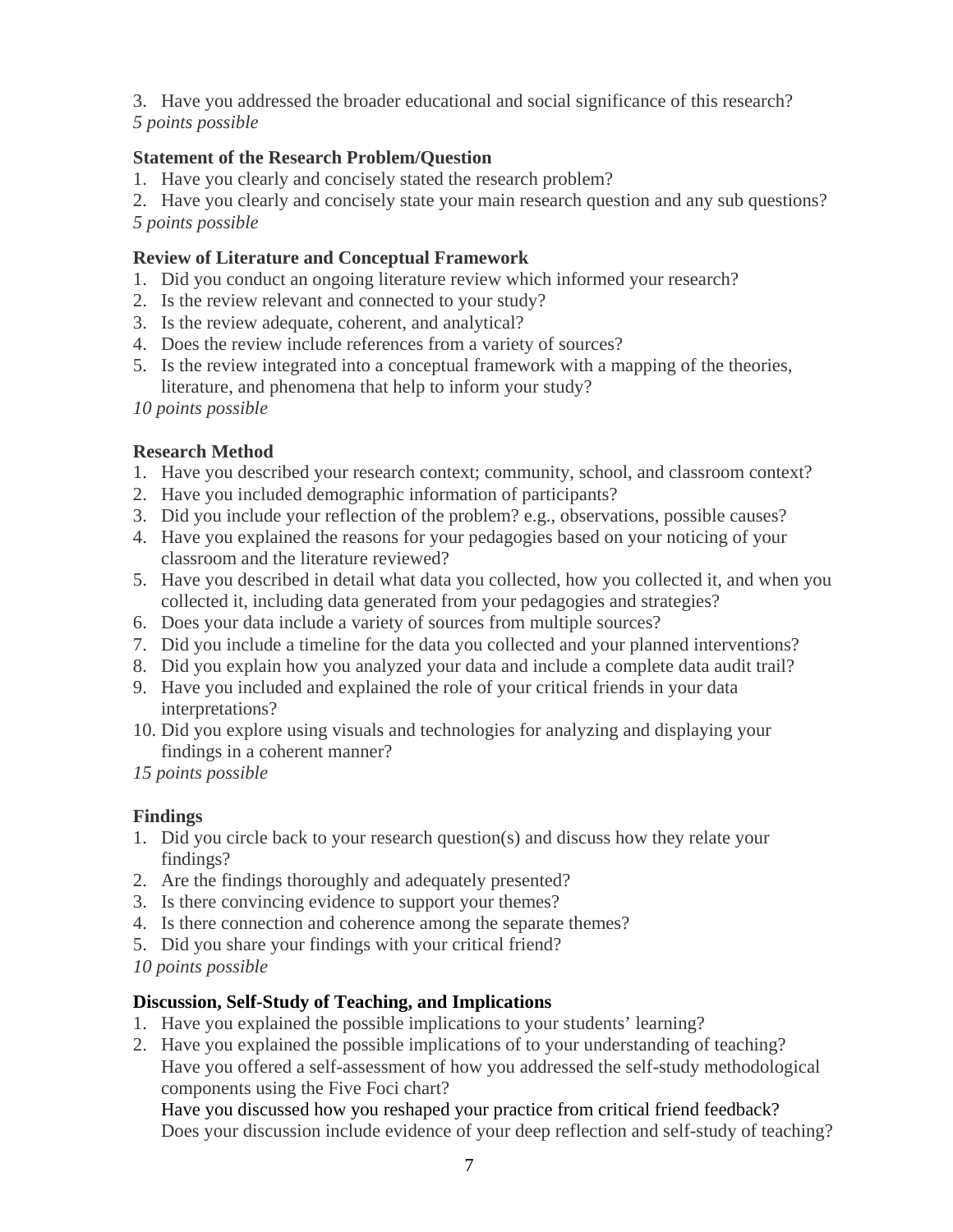3. Have you addressed the broader educational and social significance of this research?

*5 points possible*

**Statement of the Research Problem/Question**

1. Have you clearly and concisely stated the research problem?
2. Have you clearly and concisely state your main research question and any sub questions?

*5 points possible*

**Review of Literature and Conceptual Framework**

1. Did you conduct an ongoing literature review which informed your research?
2. Is the review relevant and connected to your study?
3. Is the review adequate, coherent, and analytical?
4. Does the review include references from a variety of sources?
5. Is the review integrated into a conceptual framework with a mapping of the theories, literature, and phenomena that help to inform your study?

*10 points possible*

**Research Method**

1. Have you described your research context; community, school, and classroom context?
2. Have you included demographic information of participants?
3. Did you include your reflection of the problem? e.g., observations, possible causes?
4. Have you explained the reasons for your pedagogies based on your noticing of your classroom and the literature reviewed?
5. Have you described in detail what data you collected, how you collected it, and when you collected it, including data generated from your pedagogies and strategies?
6. Does your data include a variety of sources from multiple sources?
7. Did you include a timeline for the data you collected and your planned interventions?
8. Did you explain how you analyzed your data and include a complete data audit trail?
9. Have you included and explained the role of your critical friends in your data interpretations?
10. Did you explore using visuals and technologies for analyzing and displaying your findings in a coherent manner?

*15 points possible*

**Findings**

1. Did you circle back to your research question(s) and discuss how they relate your findings?
2. Are the findings thoroughly and adequately presented?
3. Is there convincing evidence to support your themes?
4. Is there connection and coherence among the separate themes?
5. Did you share your findings with your critical friend?

*10 points possible*

**Discussion, Self-Study of Teaching, and Implications**

1. Have you explained the possible implications to your students' learning?
2. Have you explained the possible implications of to your understanding of teaching? Have you offered a self-assessment of how you addressed the self-study methodological components using the Five Foci chart?
   Have you discussed how you reshaped your practice from critical friend feedback?
   Does your discussion include evidence of your deep reflection and self-study of teaching?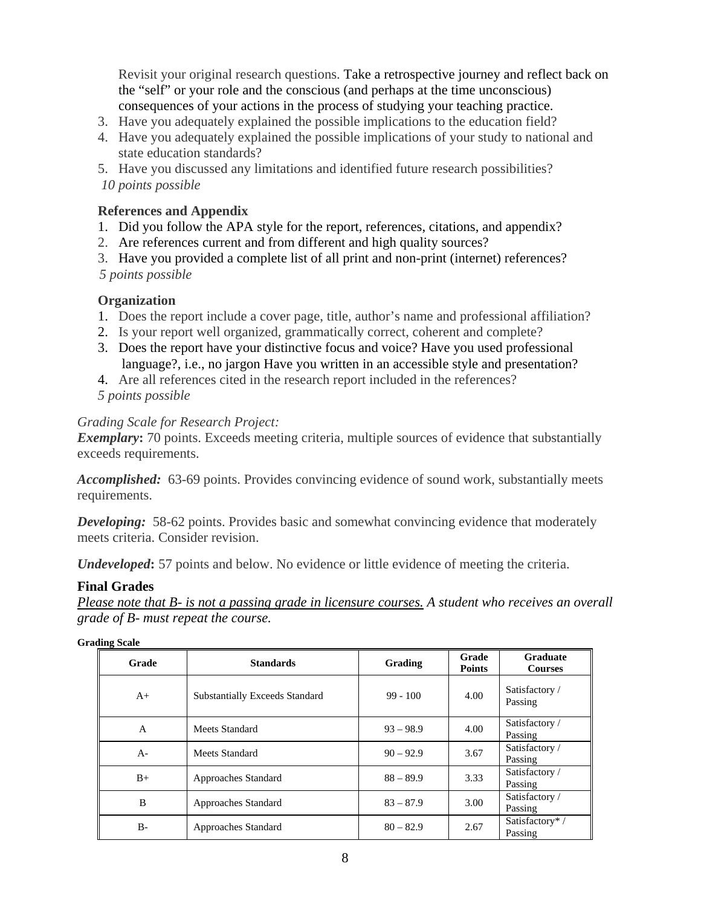Revisit your original research questions. Take a retrospective journey and reflect back on the "self" or your role and the conscious (and perhaps at the time unconscious) consequences of your actions in the process of studying your teaching practice.

3. Have you adequately explained the possible implications to the education field?
4. Have you adequately explained the possible implications of your study to national and state education standards?
5. Have you discussed any limitations and identified future research possibilities?

*10 points possible*

### References and Appendix

1. Did you follow the APA style for the report, references, citations, and appendix?
2. Are references current and from different and high quality sources?
3. Have you provided a complete list of all print and non-print (internet) references?

*5 points possible*

### Organization

1. Does the report include a cover page, title, author's name and professional affiliation?
2. Is your report well organized, grammatically correct, coherent and complete?
3. Does the report have your distinctive focus and voice? Have you used professional language?, i.e., no jargon Have you written in an accessible style and presentation?
4. Are all references cited in the research report included in the references?

*5 points possible*

*Grading Scale for Research Project:*

***Exemplary*****:** 70 points. Exceeds meeting criteria, multiple sources of evidence that substantially exceeds requirements.

***Accomplished:*** 63-69 points. Provides convincing evidence of sound work, substantially meets requirements.

***Developing:*** 58-62 points. Provides basic and somewhat convincing evidence that moderately meets criteria. Consider revision.

***Undeveloped*****:** 57 points and below. No evidence or little evidence of meeting the criteria.

## Final Grades

*Please note that B- is not a passing grade in licensure courses. A student who receives an overall grade of B- must repeat the course.*

**Grading Scale**

| Grade | Standards | Grading | Grade Points | Graduate Courses |
|---|---|---|---|---|
| A+ | Substantially Exceeds Standard | 99 - 100 | 4.00 | Satisfactory / Passing |
| A | Meets Standard | 93 – 98.9 | 4.00 | Satisfactory / Passing |
| A- | Meets Standard | 90 – 92.9 | 3.67 | Satisfactory / Passing |
| B+ | Approaches Standard | 88 – 89.9 | 3.33 | Satisfactory / Passing |
| B | Approaches Standard | 83 – 87.9 | 3.00 | Satisfactory / Passing |
| B- | Approaches Standard | 80 – 82.9 | 2.67 | Satisfactory* / Passing |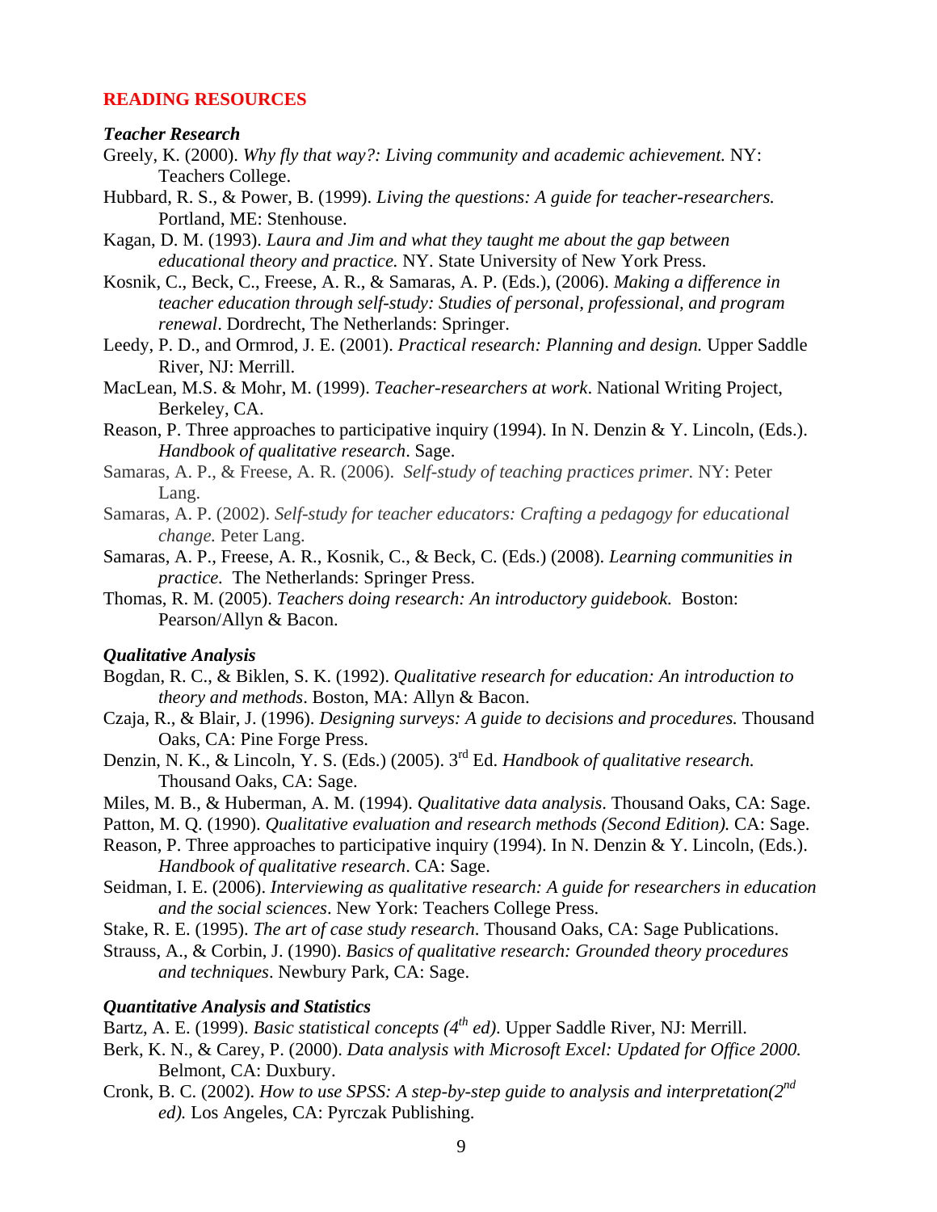## READING RESOURCES

### *Teacher Research*

Greely, K. (2000). *Why fly that way?: Living community and academic achievement.* NY: Teachers College.

Hubbard, R. S., & Power, B. (1999). *Living the questions: A guide for teacher-researchers.* Portland, ME: Stenhouse.

Kagan, D. M. (1993). *Laura and Jim and what they taught me about the gap between educational theory and practice.* NY. State University of New York Press.

Kosnik, C., Beck, C., Freese, A. R., & Samaras, A. P. (Eds.), (2006). *Making a difference in teacher education through self-study: Studies of personal, professional, and program renewal*. Dordrecht, The Netherlands: Springer.

Leedy, P. D., and Ormrod, J. E. (2001). *Practical research: Planning and design.* Upper Saddle River, NJ: Merrill.

MacLean, M.S. & Mohr, M. (1999). *Teacher-researchers at work*. National Writing Project, Berkeley, CA.

Reason, P. Three approaches to participative inquiry (1994). In N. Denzin & Y. Lincoln, (Eds.). *Handbook of qualitative research*. Sage.

Samaras, A. P., & Freese, A. R. (2006). *Self-study of teaching practices primer.* NY: Peter Lang.

Samaras, A. P. (2002). *Self-study for teacher educators: Crafting a pedagogy for educational change.* Peter Lang.

Samaras, A. P., Freese, A. R., Kosnik, C., & Beck, C. (Eds.) (2008). *Learning communities in practice.* The Netherlands: Springer Press.

Thomas, R. M. (2005). *Teachers doing research: An introductory guidebook.* Boston: Pearson/Allyn & Bacon.

### *Qualitative Analysis*

Bogdan, R. C., & Biklen, S. K. (1992). *Qualitative research for education: An introduction to theory and methods*. Boston, MA: Allyn & Bacon.

Czaja, R., & Blair, J. (1996). *Designing surveys: A guide to decisions and procedures.* Thousand Oaks, CA: Pine Forge Press.

Denzin, N. K., & Lincoln, Y. S. (Eds.) (2005). 3rd Ed. *Handbook of qualitative research.* Thousand Oaks, CA: Sage.

Miles, M. B., & Huberman, A. M. (1994). *Qualitative data analysis*. Thousand Oaks, CA: Sage.

Patton, M. Q. (1990). *Qualitative evaluation and research methods (Second Edition).* CA: Sage.

Reason, P. Three approaches to participative inquiry (1994). In N. Denzin & Y. Lincoln, (Eds.). *Handbook of qualitative research*. CA: Sage.

Seidman, I. E. (2006). *Interviewing as qualitative research: A guide for researchers in education and the social sciences*. New York: Teachers College Press.

Stake, R. E. (1995). *The art of case study research*. Thousand Oaks, CA: Sage Publications.

Strauss, A., & Corbin, J. (1990). *Basics of qualitative research: Grounded theory procedures and techniques*. Newbury Park, CA: Sage.

### *Quantitative Analysis and Statistics*

Bartz, A. E. (1999). *Basic statistical concepts (4th ed).* Upper Saddle River, NJ: Merrill.

Berk, K. N., & Carey, P. (2000). *Data analysis with Microsoft Excel: Updated for Office 2000.* Belmont, CA: Duxbury.

Cronk, B. C. (2002). *How to use SPSS: A step-by-step guide to analysis and interpretation(2nd ed).* Los Angeles, CA: Pyrczak Publishing.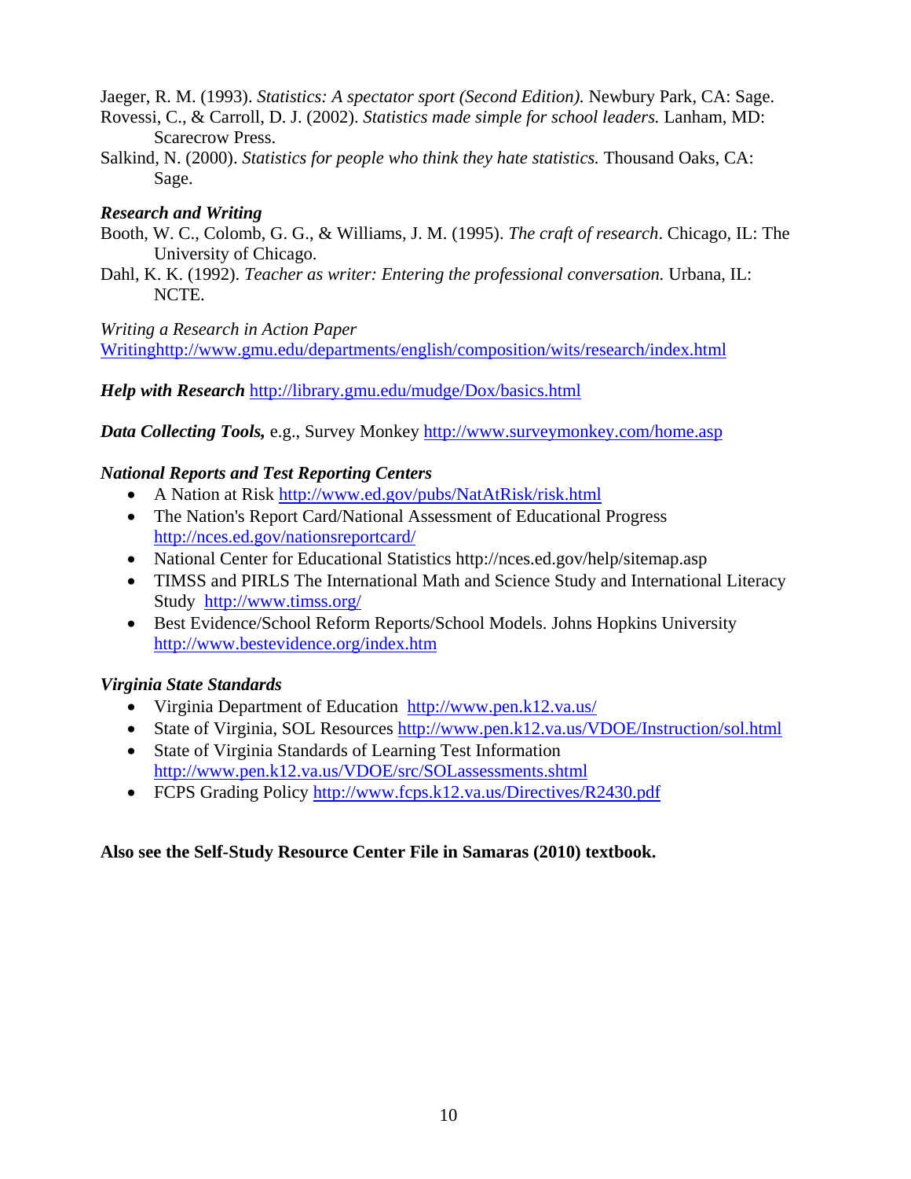Jaeger, R. M. (1993). *Statistics: A spectator sport (Second Edition).* Newbury Park, CA: Sage.

Rovessi, C., & Carroll, D. J. (2002). *Statistics made simple for school leaders.* Lanham, MD: Scarecrow Press.

Salkind, N. (2000). *Statistics for people who think they hate statistics.* Thousand Oaks, CA: Sage.

***Research and Writing***

Booth, W. C., Colomb, G. G., & Williams, J. M. (1995). *The craft of research*. Chicago, IL: The University of Chicago.

Dahl, K. K. (1992). *Teacher as writer: Entering the professional conversation.* Urbana, IL: NCTE.

*Writing a Research in Action Paper*
Writinghttp://www.gmu.edu/departments/english/composition/wits/research/index.html

***Help with Research*** http://library.gmu.edu/mudge/Dox/basics.html

***Data Collecting Tools,*** e.g., Survey Monkey http://www.surveymonkey.com/home.asp

***National Reports and Test Reporting Centers***

- A Nation at Risk http://www.ed.gov/pubs/NatAtRisk/risk.html
- The Nation's Report Card/National Assessment of Educational Progress http://nces.ed.gov/nationsreportcard/
- National Center for Educational Statistics http://nces.ed.gov/help/sitemap.asp
- TIMSS and PIRLS The International Math and Science Study and International Literacy Study http://www.timss.org/
- Best Evidence/School Reform Reports/School Models. Johns Hopkins University http://www.bestevidence.org/index.htm

***Virginia State Standards***

- Virginia Department of Education http://www.pen.k12.va.us/
- State of Virginia, SOL Resources http://www.pen.k12.va.us/VDOE/Instruction/sol.html
- State of Virginia Standards of Learning Test Information http://www.pen.k12.va.us/VDOE/src/SOLassessments.shtml
- FCPS Grading Policy http://www.fcps.k12.va.us/Directives/R2430.pdf

**Also see the Self-Study Resource Center File in Samaras (2010) textbook.**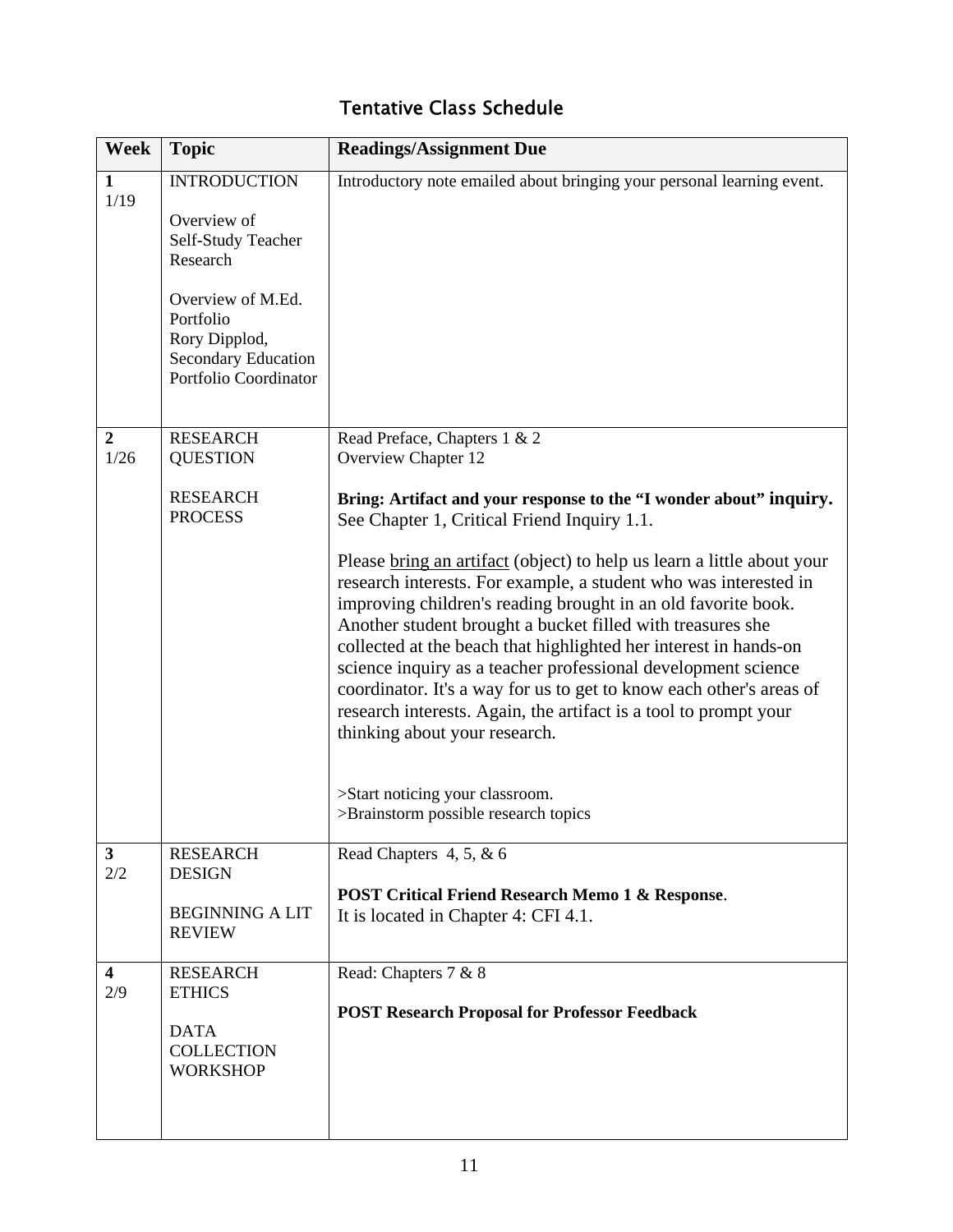## Tentative Class Schedule

| Week | Topic | Readings/Assignment Due |
|---|---|---|
| **1** 1/19 | INTRODUCTION<br><br>Overview of Self-Study Teacher Research<br><br>Overview of M.Ed. Portfolio<br>Rory Dipplod, Secondary Education Portfolio Coordinator | Introductory note emailed about bringing your personal learning event. |
| **2** 1/26 | RESEARCH QUESTION<br><br>RESEARCH PROCESS | Read Preface, Chapters 1 & 2<br>Overview Chapter 12<br><br>**Bring: Artifact and your response to the "I wonder about" inquiry.** See Chapter 1, Critical Friend Inquiry 1.1.<br><br>Please <u>bring an artifact</u> (object) to help us learn a little about your research interests. For example, a student who was interested in improving children's reading brought in an old favorite book. Another student brought a bucket filled with treasures she collected at the beach that highlighted her interest in hands-on science inquiry as a teacher professional development science coordinator. It's a way for us to get to know each other's areas of research interests. Again, the artifact is a tool to prompt your thinking about your research.<br><br>>Start noticing your classroom.<br>>Brainstorm possible research topics |
| **3** 2/2 | RESEARCH DESIGN<br><br>BEGINNING A LIT REVIEW | Read Chapters 4, 5, & 6<br><br>**POST Critical Friend Research Memo 1 & Response**. It is located in Chapter 4: CFI 4.1. |
| **4** 2/9 | RESEARCH ETHICS<br><br>DATA COLLECTION WORKSHOP | Read: Chapters 7 & 8<br><br>**POST Research Proposal for Professor Feedback** |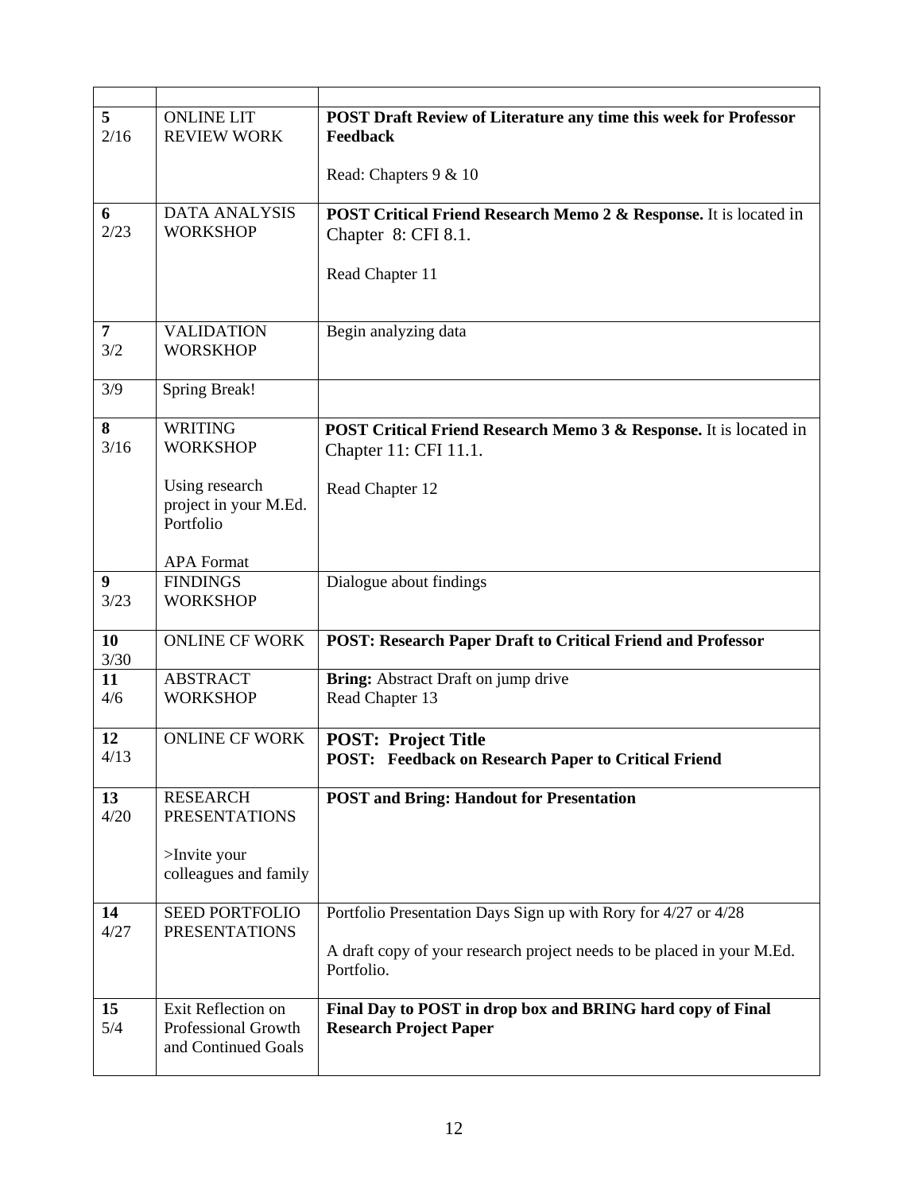| | | |
|---|---|---|
| **5**<br>2/16 | ONLINE LIT REVIEW WORK | **POST Draft Review of Literature any time this week for Professor Feedback**<br><br>Read: Chapters 9 & 10 |
| **6**<br>2/23 | DATA ANALYSIS WORKSHOP | **POST Critical Friend Research Memo 2 & Response.** It is located in Chapter 8: CFI 8.1.<br><br>Read Chapter 11 |
| **7**<br>3/2 | VALIDATION WORSKHOP | Begin analyzing data |
| 3/9 | Spring Break! | |
| **8**<br>3/16 | WRITING WORKSHOP<br><br>Using research project in your M.Ed. Portfolio<br><br>APA Format | **POST Critical Friend Research Memo 3 & Response.** It is located in Chapter 11: CFI 11.1.<br><br>Read Chapter 12 |
| **9**<br>3/23 | FINDINGS WORKSHOP | Dialogue about findings |
| **10**<br>3/30 | ONLINE CF WORK | **POST: Research Paper Draft to Critical Friend and Professor** |
| **11**<br>4/6 | ABSTRACT WORKSHOP | **Bring:** Abstract Draft on jump drive<br>Read Chapter 13 |
| **12**<br>4/13 | ONLINE CF WORK | **POST: Project Title**<br>**POST: Feedback on Research Paper to Critical Friend** |
| **13**<br>4/20 | RESEARCH PRESENTATIONS<br><br>>Invite your colleagues and family | **POST and Bring: Handout for Presentation** |
| **14**<br>4/27 | SEED PORTFOLIO PRESENTATIONS | Portfolio Presentation Days Sign up with Rory for 4/27 or 4/28<br><br>A draft copy of your research project needs to be placed in your M.Ed. Portfolio. |
| **15**<br>5/4 | Exit Reflection on Professional Growth and Continued Goals | **Final Day to POST in drop box and BRING hard copy of Final Research Project Paper** |